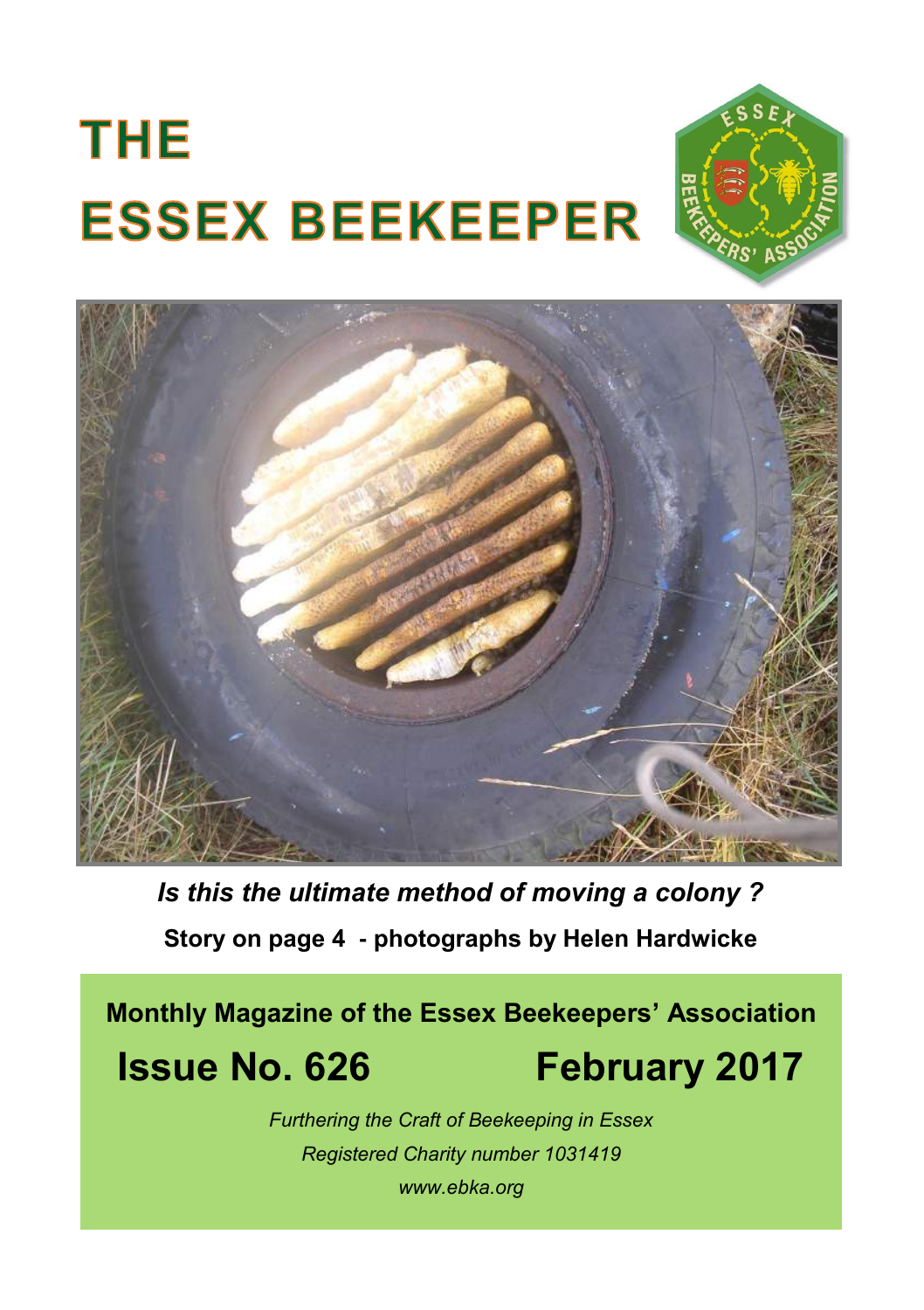# THE ESSEX BEEKEEPER

*Is this the ultimate method of moving a colony ?*

**Story on page 4 - photographs by Helen Hardwicke**

**Monthly Magazine of the Essex Beekeepers' Association**

## Issue No. 626 February 2017

*Furthering the Craft of Beekeeping in Essex*

*Registered Charity number 1031419*

*www.ebka.org*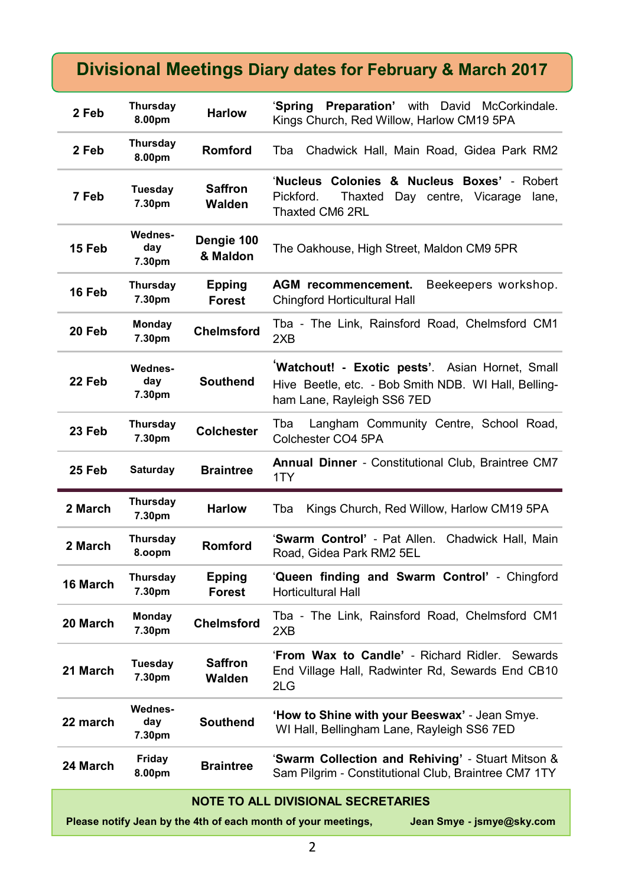## Divisional Meetings Diary dates for February & March 2017

| Date | Day/Time | Division | Details |
|---|---|---|---|
| 2 Feb | Thursday 8.00pm | Harlow | '**Spring Preparation'** with David McCorkindale. Kings Church, Red Willow, Harlow CM19 5PA |
| 2 Feb | Thursday 8.00pm | Romford | Tba Chadwick Hall, Main Road, Gidea Park RM2 |
| 7 Feb | Tuesday 7.30pm | Saffron Walden | '**Nucleus Colonies & Nucleus Boxes'** - Robert Pickford. Thaxted Day centre, Vicarage lane, Thaxted CM6 2RL |
| 15 Feb | Wednes-day 7.30pm | Dengie 100 & Maldon | The Oakhouse, High Street, Maldon CM9 5PR |
| 16 Feb | Thursday 7.30pm | Epping Forest | **AGM recommencement.** Beekeepers workshop. Chingford Horticultural Hall |
| 20 Feb | Monday 7.30pm | Chelmsford | Tba - The Link, Rainsford Road, Chelmsford CM1 2XB |
| 22 Feb | Wednes-day 7.30pm | Southend | '**Watchout! - Exotic pests'**. Asian Hornet, Small Hive Beetle, etc. - Bob Smith NDB. WI Hall, Belling-ham Lane, Rayleigh SS6 7ED |
| 23 Feb | Thursday 7.30pm | Colchester | Tba Langham Community Centre, School Road, Colchester CO4 5PA |
| 25 Feb | Saturday | Braintree | **Annual Dinner** - Constitutional Club, Braintree CM7 1TY |
| 2 March | Thursday 7.30pm | Harlow | Tba Kings Church, Red Willow, Harlow CM19 5PA |
| 2 March | Thursday 8.oopm | Romford | '**Swarm Control'** - Pat Allen. Chadwick Hall, Main Road, Gidea Park RM2 5EL |
| 16 March | Thursday 7.30pm | Epping Forest | '**Queen finding and Swarm Control'** - Chingford Horticultural Hall |
| 20 March | Monday 7.30pm | Chelmsford | Tba - The Link, Rainsford Road, Chelmsford CM1 2XB |
| 21 March | Tuesday 7.30pm | Saffron Walden | '**From Wax to Candle'** - Richard Ridler. Sewards End Village Hall, Radwinter Rd, Sewards End CB10 2LG |
| 22 march | Wednes-day 7.30pm | Southend | **'How to Shine with your Beeswax'** - Jean Smye. WI Hall, Bellingham Lane, Rayleigh SS6 7ED |
| 24 March | Friday 8.00pm | Braintree | '**Swarm Collection and Rehiving'** - Stuart Mitson & Sam Pilgrim - Constitutional Club, Braintree CM7 1TY |

**NOTE TO ALL DIVISIONAL SECRETARIES**

**Please notify Jean by the 4th of each month of your meetings, Jean Smye - jsmye@sky.com**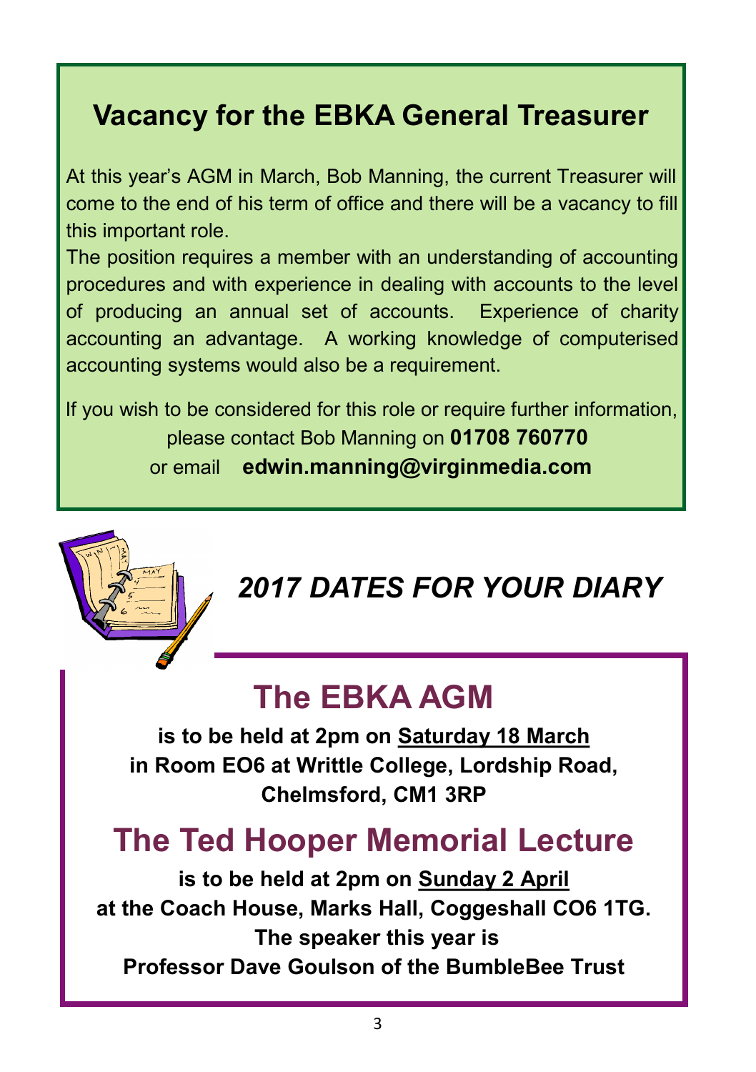## Vacancy for the EBKA General Treasurer

At this year's AGM in March, Bob Manning, the current Treasurer will come to the end of his term of office and there will be a vacancy to fill this important role.

The position requires a member with an understanding of accounting procedures and with experience in dealing with accounts to the level of producing an annual set of accounts. Experience of charity accounting an advantage. A working knowledge of computerised accounting systems would also be a requirement.

If you wish to be considered for this role or require further information, please contact Bob Manning on **01708 760770** or email **edwin.manning@virginmedia.com**

## *2017 DATES FOR YOUR DIARY*

## The EBKA AGM

**is to be held at 2pm on <u>Saturday 18 March</u> in Room EO6 at Writtle College, Lordship Road, Chelmsford, CM1 3RP**

## The Ted Hooper Memorial Lecture

**is to be held at 2pm on <u>Sunday 2 April</u> at the Coach House, Marks Hall, Coggeshall CO6 1TG. The speaker this year is Professor Dave Goulson of the BumbleBee Trust**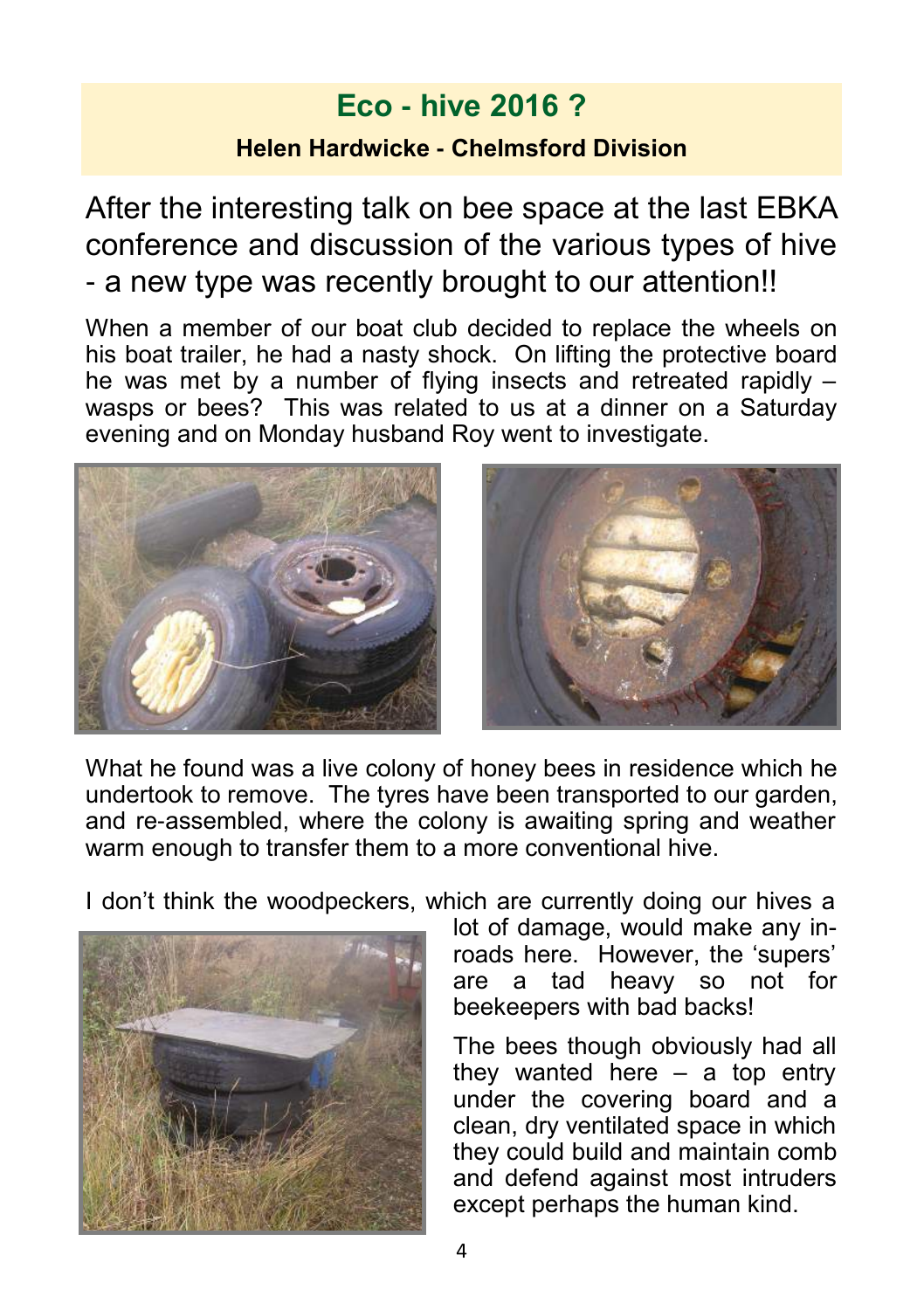# Eco - hive 2016 ?

**Helen Hardwicke - Chelmsford Division**

After the interesting talk on bee space at the last EBKA conference and discussion of the various types of hive - a new type was recently brought to our attention!!

When a member of our boat club decided to replace the wheels on his boat trailer, he had a nasty shock. On lifting the protective board he was met by a number of flying insects and retreated rapidly – wasps or bees? This was related to us at a dinner on a Saturday evening and on Monday husband Roy went to investigate.

What he found was a live colony of honey bees in residence which he undertook to remove. The tyres have been transported to our garden, and re-assembled, where the colony is awaiting spring and weather warm enough to transfer them to a more conventional hive.

I don't think the woodpeckers, which are currently doing our hives a lot of damage, would make any in-roads here. However, the 'supers' are a tad heavy so not for beekeepers with bad backs!

The bees though obviously had all they wanted here – a top entry under the covering board and a clean, dry ventilated space in which they could build and maintain comb and defend against most intruders except perhaps the human kind.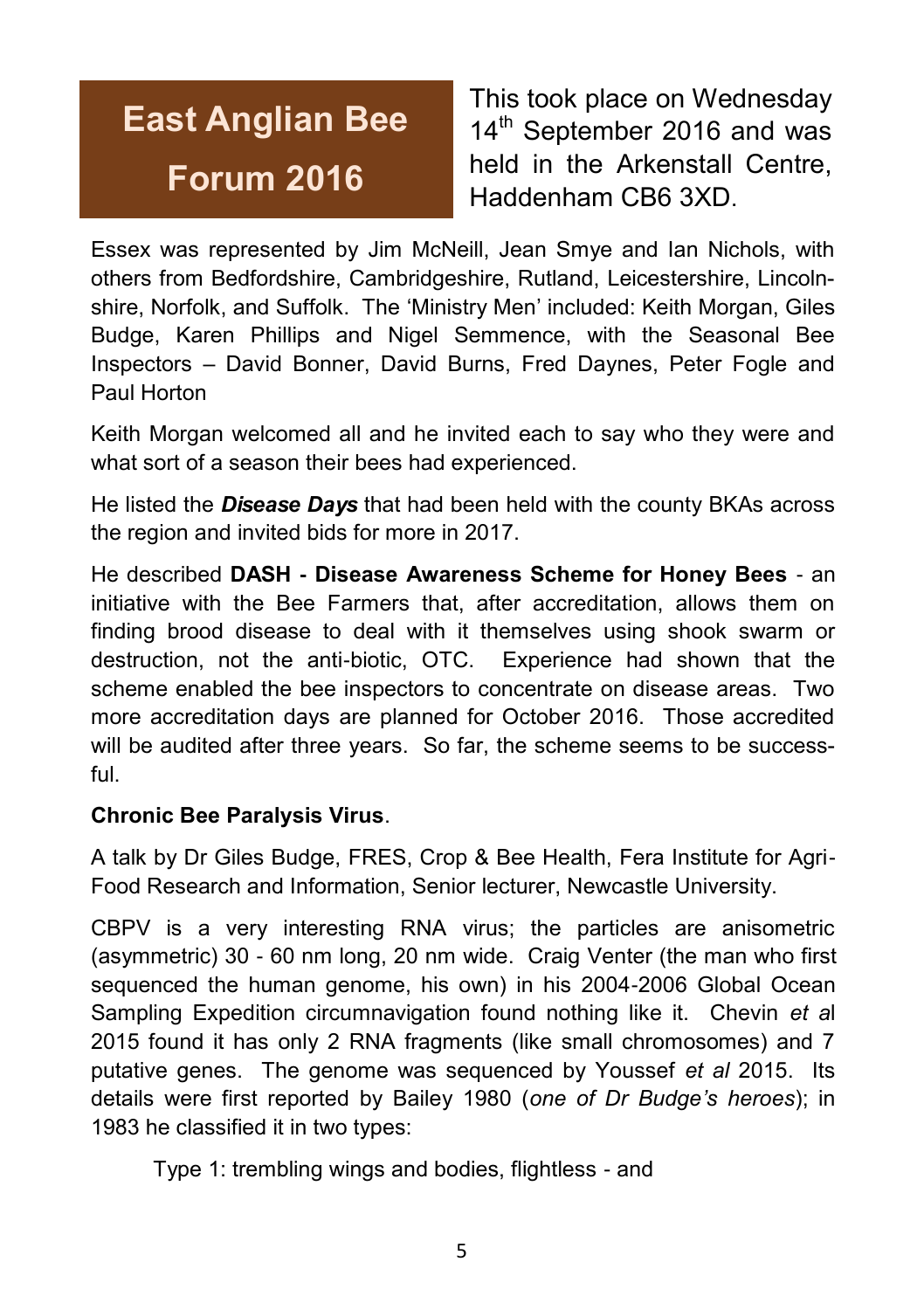# East Anglian Bee Forum 2016

This took place on Wednesday 14th September 2016 and was held in the Arkenstall Centre, Haddenham CB6 3XD.

Essex was represented by Jim McNeill, Jean Smye and Ian Nichols, with others from Bedfordshire, Cambridgeshire, Rutland, Leicestershire, Lincolnshire, Norfolk, and Suffolk. The 'Ministry Men' included: Keith Morgan, Giles Budge, Karen Phillips and Nigel Semmence, with the Seasonal Bee Inspectors – David Bonner, David Burns, Fred Daynes, Peter Fogle and Paul Horton

Keith Morgan welcomed all and he invited each to say who they were and what sort of a season their bees had experienced.

He listed the ***Disease Days*** that had been held with the county BKAs across the region and invited bids for more in 2017.

He described **DASH - Disease Awareness Scheme for Honey Bees** - an initiative with the Bee Farmers that, after accreditation, allows them on finding brood disease to deal with it themselves using shook swarm or destruction, not the anti-biotic, OTC. Experience had shown that the scheme enabled the bee inspectors to concentrate on disease areas. Two more accreditation days are planned for October 2016. Those accredited will be audited after three years. So far, the scheme seems to be successful.

**Chronic Bee Paralysis Virus**.

A talk by Dr Giles Budge, FRES, Crop & Bee Health, Fera Institute for Agri-Food Research and Information, Senior lecturer, Newcastle University.

CBPV is a very interesting RNA virus; the particles are anisometric (asymmetric) 30 - 60 nm long, 20 nm wide. Craig Venter (the man who first sequenced the human genome, his own) in his 2004-2006 Global Ocean Sampling Expedition circumnavigation found nothing like it. Chevin *et al* 2015 found it has only 2 RNA fragments (like small chromosomes) and 7 putative genes. The genome was sequenced by Youssef *et al* 2015. Its details were first reported by Bailey 1980 (*one of Dr Budge's heroes*); in 1983 he classified it in two types:

Type 1: trembling wings and bodies, flightless - and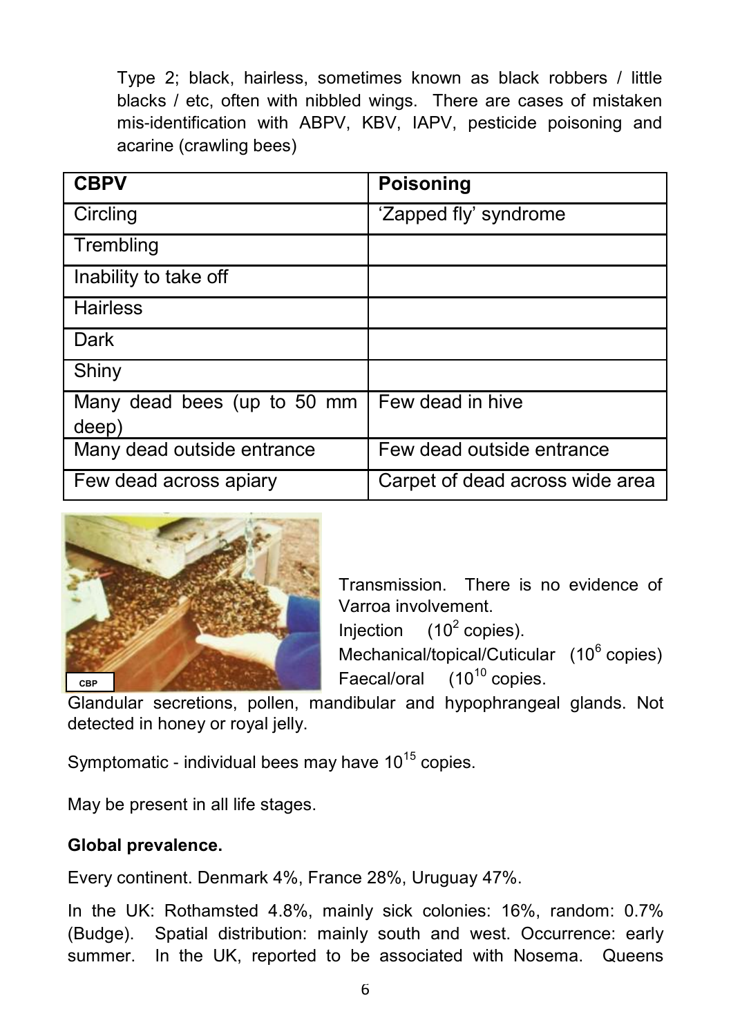Type 2; black, hairless, sometimes known as black robbers / little blacks / etc, often with nibbled wings. There are cases of mistaken mis-identification with ABPV, KBV, IAPV, pesticide poisoning and acarine (crawling bees)

| CBPV | Poisoning |
|---|---|
| Circling | 'Zapped fly' syndrome |
| Trembling | |
| Inability to take off | |
| Hairless | |
| Dark | |
| Shiny | |
| Many dead bees (up to 50 mm deep) | Few dead in hive |
| Many dead outside entrance | Few dead outside entrance |
| Few dead across apiary | Carpet of dead across wide area |

CBP

Transmission. There is no evidence of Varroa involvement.

Injection ($10^2$ copies).

Mechanical/topical/Cuticular ($10^6$ copies)

Faecal/oral ($10^{10}$ copies.

Glandular secretions, pollen, mandibular and hypophrangeal glands. Not detected in honey or royal jelly.

Symptomatic - individual bees may have $10^{15}$ copies.

May be present in all life stages.

**Global prevalence.**

Every continent. Denmark 4%, France 28%, Uruguay 47%.

In the UK: Rothamsted 4.8%, mainly sick colonies: 16%, random: 0.7% (Budge). Spatial distribution: mainly south and west. Occurrence: early summer. In the UK, reported to be associated with Nosema. Queens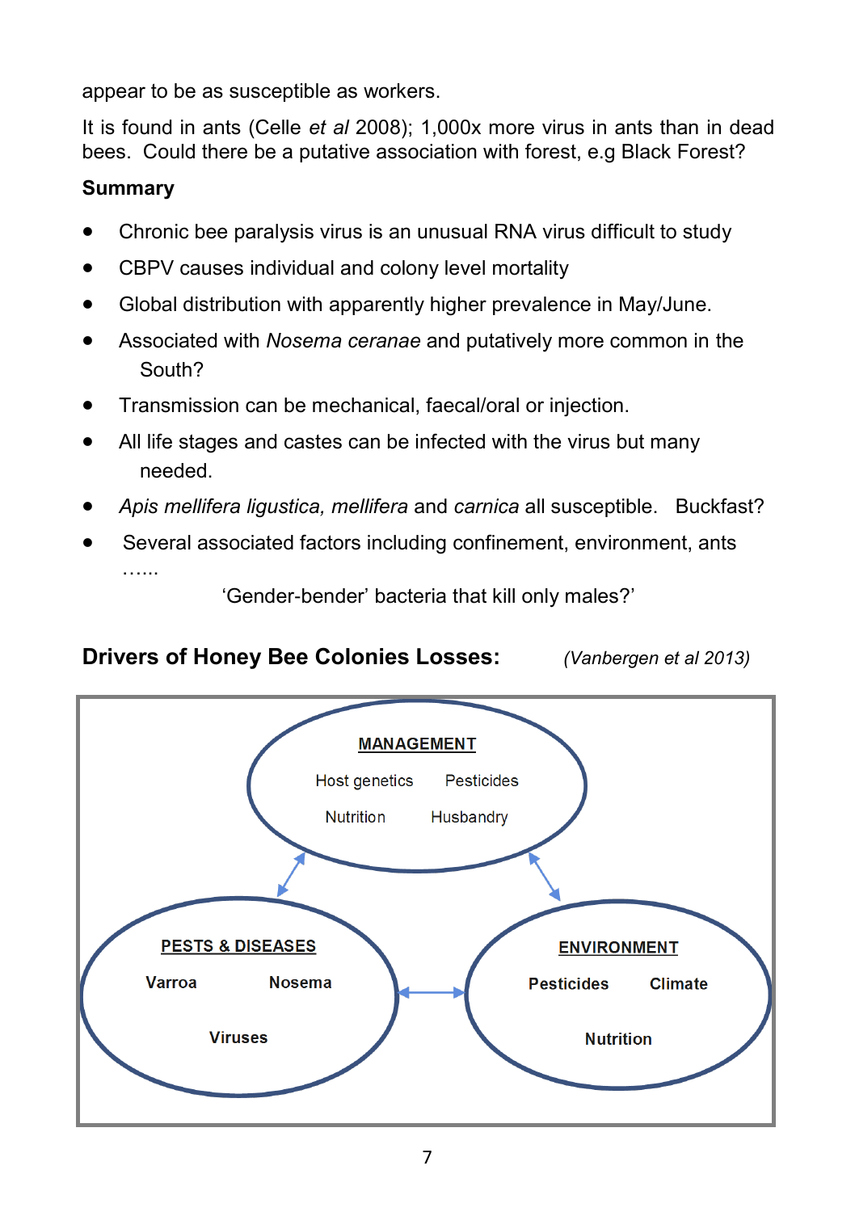appear to be as susceptible as workers.

It is found in ants (Celle *et al* 2008); 1,000x more virus in ants than in dead bees. Could there be a putative association with forest, e.g Black Forest?

**Summary**

- Chronic bee paralysis virus is an unusual RNA virus difficult to study
- CBPV causes individual and colony level mortality
- Global distribution with apparently higher prevalence in May/June.
- Associated with *Nosema ceranae* and putatively more common in the South?
- Transmission can be mechanical, faecal/oral or injection.
- All life stages and castes can be infected with the virus but many needed.
- *Apis mellifera ligustica, mellifera* and *carnica* all susceptible. Buckfast?
- Several associated factors including confinement, environment, ants ……

'Gender-bender' bacteria that kill only males?'

**Drivers of Honey Bee Colonies Losses:** *(Vanbergen et al 2013)*

**MANAGEMENT**
Host genetics, Pesticides, Nutrition, Husbandry

**PESTS & DISEASES**
Varroa, Nosema, Viruses

**ENVIRONMENT**
Pesticides, Climate, Nutrition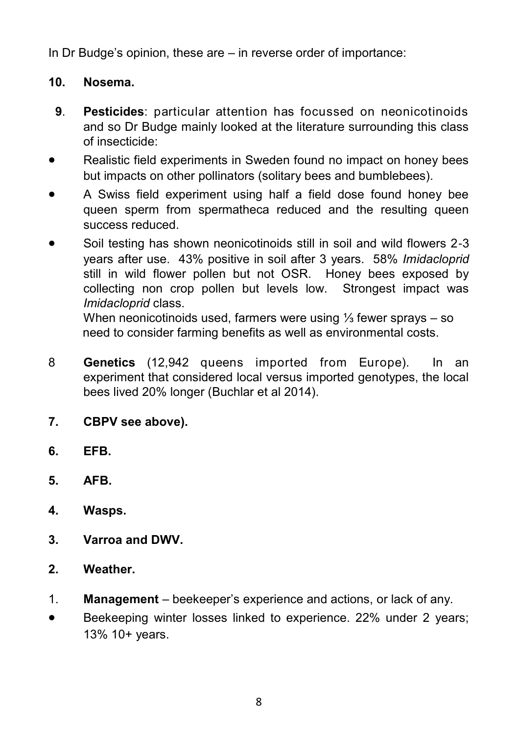In Dr Budge's opinion, these are – in reverse order of importance:

**10. Nosema.**

**9. Pesticides**: particular attention has focussed on neonicotinoids and so Dr Budge mainly looked at the literature surrounding this class of insecticide:

- Realistic field experiments in Sweden found no impact on honey bees but impacts on other pollinators (solitary bees and bumblebees).
- A Swiss field experiment using half a field dose found honey bee queen sperm from spermatheca reduced and the resulting queen success reduced.
- Soil testing has shown neonicotinoids still in soil and wild flowers 2-3 years after use. 43% positive in soil after 3 years. 58% *Imidacloprid* still in wild flower pollen but not OSR. Honey bees exposed by collecting non crop pollen but levels low. Strongest impact was *Imidacloprid* class.

  When neonicotinoids used, farmers were using ⅓ fewer sprays – so need to consider farming benefits as well as environmental costs.

8 **Genetics** (12,942 queens imported from Europe). In an experiment that considered local versus imported genotypes, the local bees lived 20% longer (Buchlar et al 2014).

**7. CBPV see above).**

**6. EFB.**

**5. AFB.**

**4. Wasps.**

**3. Varroa and DWV.**

**2. Weather.**

1. **Management** – beekeeper's experience and actions, or lack of any.

- Beekeeping winter losses linked to experience. 22% under 2 years; 13% 10+ years.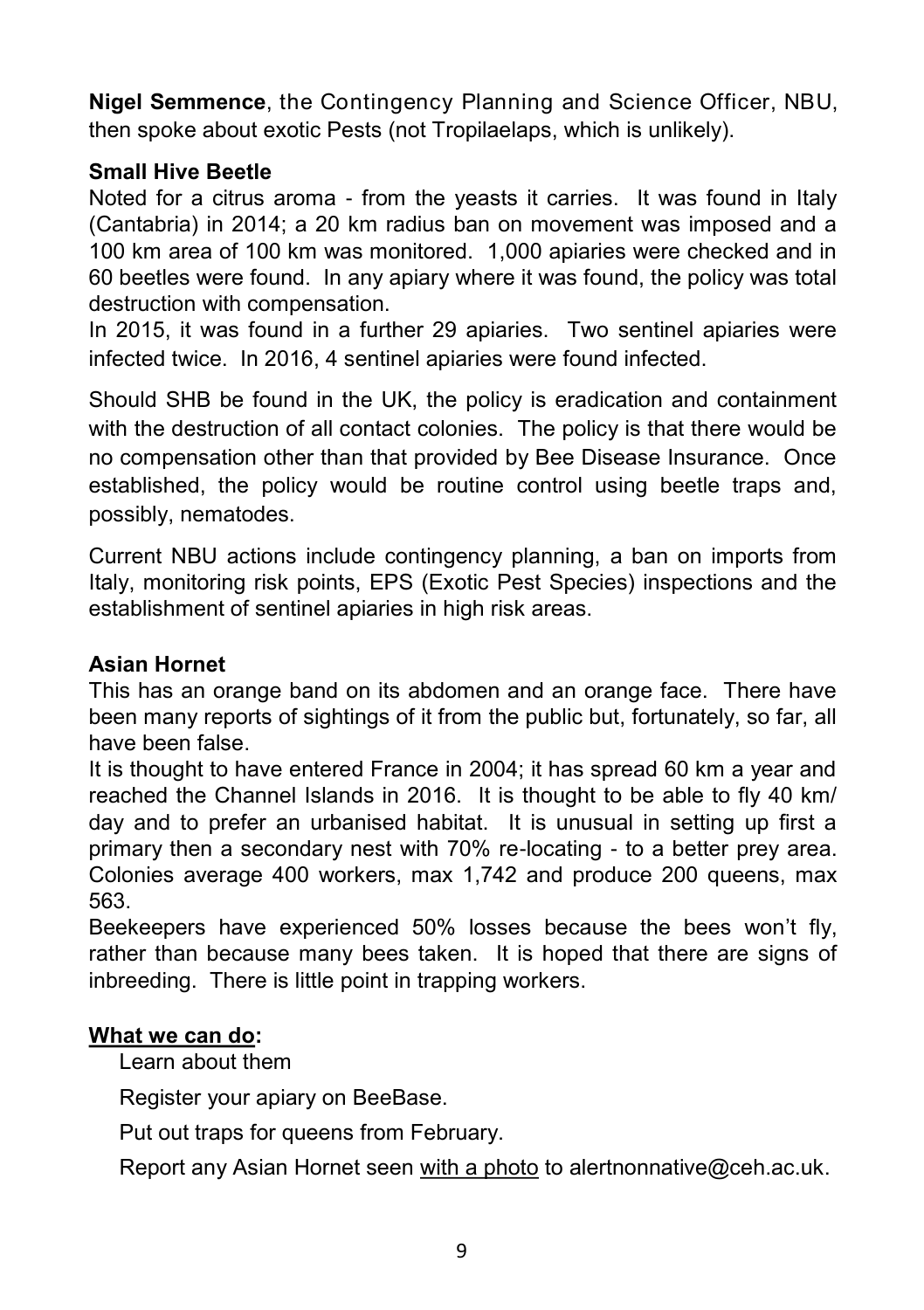**Nigel Semmence**, the Contingency Planning and Science Officer, NBU, then spoke about exotic Pests (not Tropilaelaps, which is unlikely).

**Small Hive Beetle**

Noted for a citrus aroma - from the yeasts it carries. It was found in Italy (Cantabria) in 2014; a 20 km radius ban on movement was imposed and a 100 km area of 100 km was monitored. 1,000 apiaries were checked and in 60 beetles were found. In any apiary where it was found, the policy was total destruction with compensation.

In 2015, it was found in a further 29 apiaries. Two sentinel apiaries were infected twice. In 2016, 4 sentinel apiaries were found infected.

Should SHB be found in the UK, the policy is eradication and containment with the destruction of all contact colonies. The policy is that there would be no compensation other than that provided by Bee Disease Insurance. Once established, the policy would be routine control using beetle traps and, possibly, nematodes.

Current NBU actions include contingency planning, a ban on imports from Italy, monitoring risk points, EPS (Exotic Pest Species) inspections and the establishment of sentinel apiaries in high risk areas.

**Asian Hornet**

This has an orange band on its abdomen and an orange face. There have been many reports of sightings of it from the public but, fortunately, so far, all have been false.

It is thought to have entered France in 2004; it has spread 60 km a year and reached the Channel Islands in 2016. It is thought to be able to fly 40 km/ day and to prefer an urbanised habitat. It is unusual in setting up first a primary then a secondary nest with 70% re-locating - to a better prey area. Colonies average 400 workers, max 1,742 and produce 200 queens, max 563.

Beekeepers have experienced 50% losses because the bees won't fly, rather than because many bees taken. It is hoped that there are signs of inbreeding. There is little point in trapping workers.

**<u>What we can do</u>:**

Learn about them

Register your apiary on BeeBase.

Put out traps for queens from February.

Report any Asian Hornet seen <u>with a photo</u> to alertnonnative@ceh.ac.uk.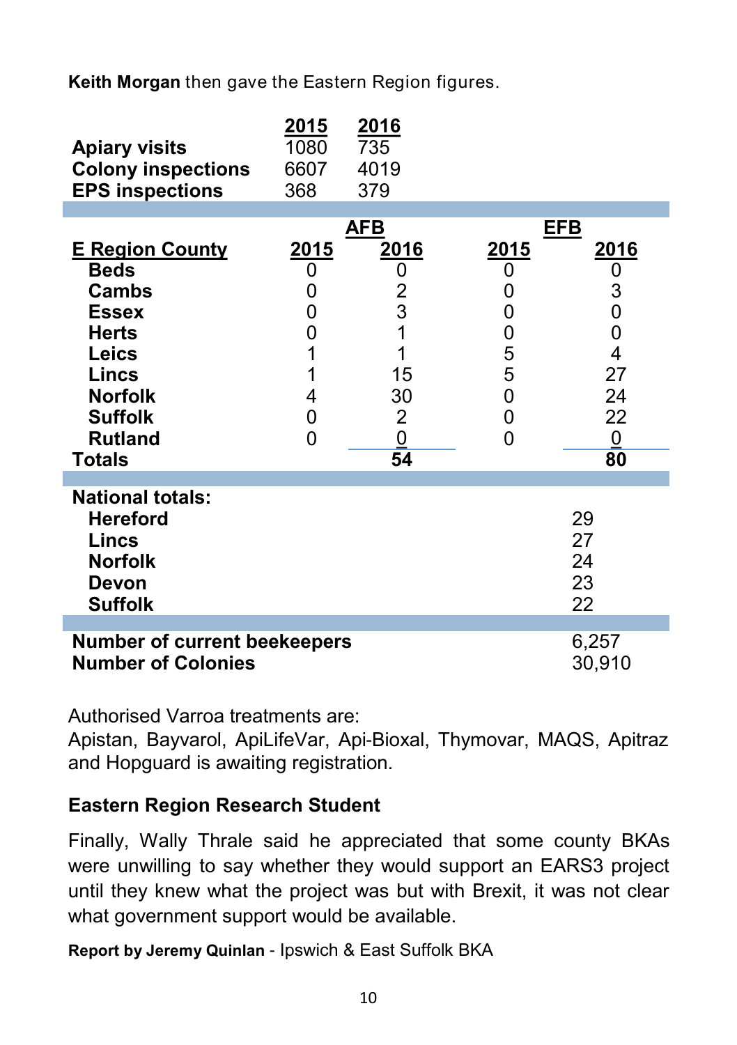**Keith Morgan** then gave the Eastern Region figures.

| | 2015 | 2016 |
|---|---|---|
| **Apiary visits** | 1080 | 735 |
| **Colony inspections** | 6607 | 4019 |
| **EPS inspections** | 368 | 379 |

| | AFB | | EFB | |
|---|---|---|---|---|
| **E Region County** | **2015** | **2016** | **2015** | **2016** |
| **Beds** | 0 | 0 | 0 | 0 |
| **Cambs** | 0 | 2 | 0 | 3 |
| **Essex** | 0 | 3 | 0 | 0 |
| **Herts** | 0 | 1 | 0 | 0 |
| **Leics** | 1 | 1 | 5 | 4 |
| **Lincs** | 1 | 15 | 5 | 27 |
| **Norfolk** | 4 | 30 | 0 | 24 |
| **Suffolk** | 0 | 2 | 0 | 22 |
| **Rutland** | 0 | 0 | 0 | 0 |
| **Totals** | | **54** | | **80** |

| **National totals:** | |
|---|---|
| **Hereford** | 29 |
| **Lincs** | 27 |
| **Norfolk** | 24 |
| **Devon** | 23 |
| **Suffolk** | 22 |

| | |
|---|---|
| **Number of current beekeepers** | 6,257 |
| **Number of Colonies** | 30,910 |

Authorised Varroa treatments are:
Apistan, Bayvarol, ApiLifeVar, Api-Bioxal, Thymovar, MAQS, Apitraz and Hopguard is awaiting registration.

### Eastern Region Research Student

Finally, Wally Thrale said he appreciated that some county BKAs were unwilling to say whether they would support an EARS3 project until they knew what the project was but with Brexit, it was not clear what government support would be available.

**Report by Jeremy Quinlan** - Ipswich & East Suffolk BKA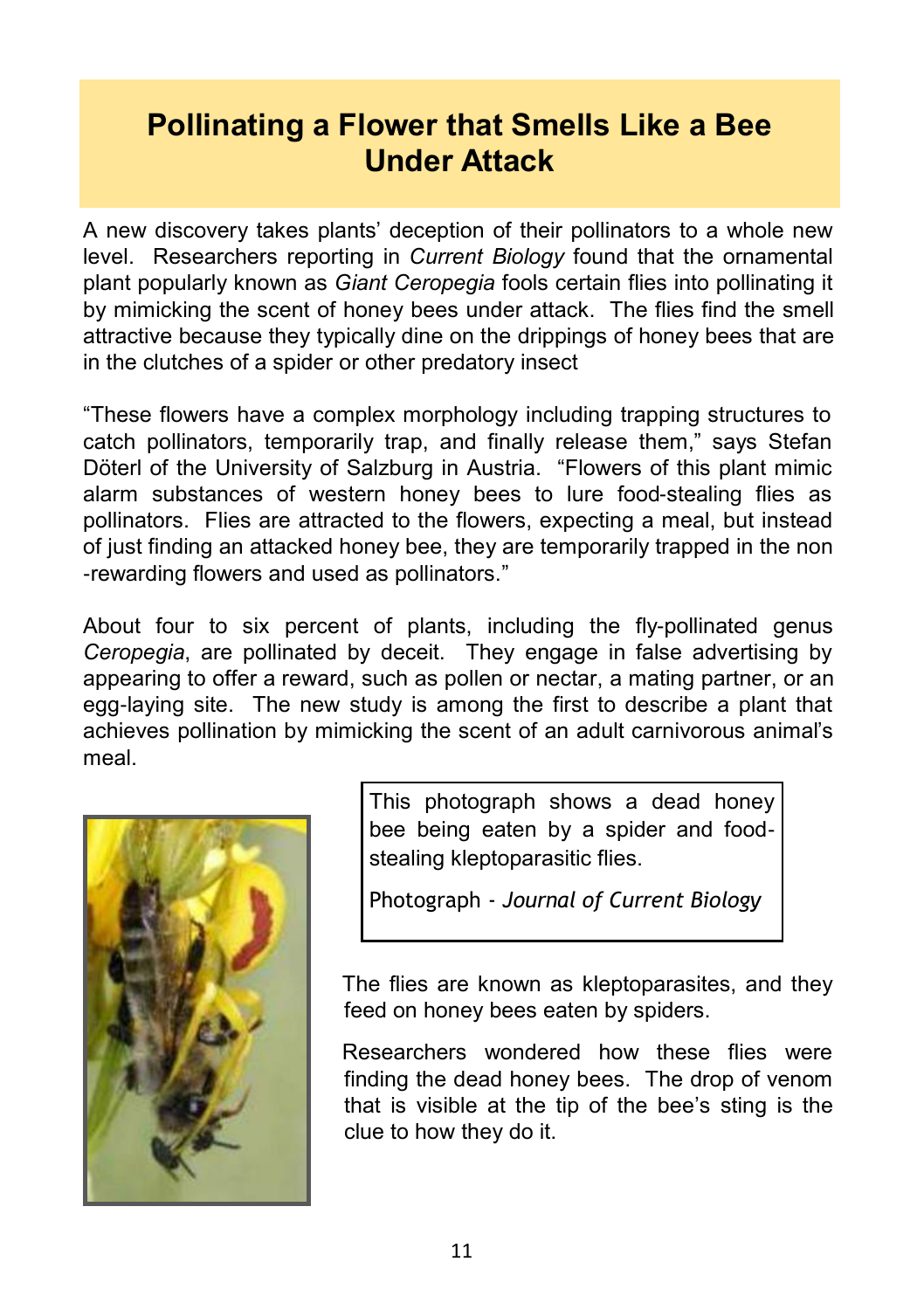# Pollinating a Flower that Smells Like a Bee Under Attack

A new discovery takes plants' deception of their pollinators to a whole new level. Researchers reporting in *Current Biology* found that the ornamental plant popularly known as *Giant Ceropegia* fools certain flies into pollinating it by mimicking the scent of honey bees under attack. The flies find the smell attractive because they typically dine on the drippings of honey bees that are in the clutches of a spider or other predatory insect

"These flowers have a complex morphology including trapping structures to catch pollinators, temporarily trap, and finally release them," says Stefan Döterl of the University of Salzburg in Austria. "Flowers of this plant mimic alarm substances of western honey bees to lure food-stealing flies as pollinators. Flies are attracted to the flowers, expecting a meal, but instead of just finding an attacked honey bee, they are temporarily trapped in the non-rewarding flowers and used as pollinators."

About four to six percent of plants, including the fly-pollinated genus *Ceropegia*, are pollinated by deceit. They engage in false advertising by appearing to offer a reward, such as pollen or nectar, a mating partner, or an egg-laying site. The new study is among the first to describe a plant that achieves pollination by mimicking the scent of an adult carnivorous animal's meal.

This photograph shows a dead honey bee being eaten by a spider and food-stealing kleptoparasitic flies.

Photograph - *Journal of Current Biology*

The flies are known as kleptoparasites, and they feed on honey bees eaten by spiders.

Researchers wondered how these flies were finding the dead honey bees. The drop of venom that is visible at the tip of the bee's sting is the clue to how they do it.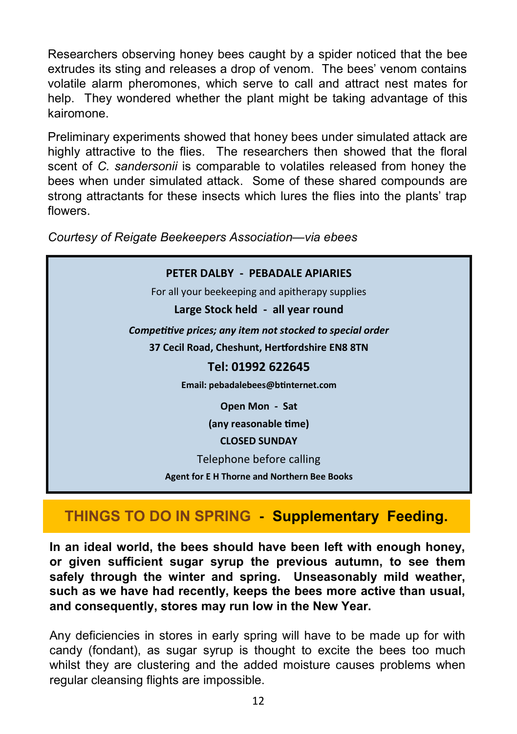Researchers observing honey bees caught by a spider noticed that the bee extrudes its sting and releases a drop of venom. The bees' venom contains volatile alarm pheromones, which serve to call and attract nest mates for help. They wondered whether the plant might be taking advantage of this kairomone.

Preliminary experiments showed that honey bees under simulated attack are highly attractive to the flies. The researchers then showed that the floral scent of *C. sandersonii* is comparable to volatiles released from honey the bees when under simulated attack. Some of these shared compounds are strong attractants for these insects which lures the flies into the plants' trap flowers.

*Courtesy of Reigate Beekeepers Association—via ebees*

**PETER DALBY - PEBADALE APIARIES**

For all your beekeeping and apitherapy supplies

**Large Stock held - all year round**

***Competitive prices; any item not stocked to special order***

**37 Cecil Road, Cheshunt, Hertfordshire EN8 8TN**

**Tel: 01992 622645**

**Email: pebadalebees@btinternet.com**

**Open Mon - Sat**

**(any reasonable time)**

**CLOSED SUNDAY**

Telephone before calling

**Agent for E H Thorne and Northern Bee Books**

## THINGS TO DO IN SPRING - Supplementary Feeding.

**In an ideal world, the bees should have been left with enough honey, or given sufficient sugar syrup the previous autumn, to see them safely through the winter and spring. Unseasonably mild weather, such as we have had recently, keeps the bees more active than usual, and consequently, stores may run low in the New Year.**

Any deficiencies in stores in early spring will have to be made up for with candy (fondant), as sugar syrup is thought to excite the bees too much whilst they are clustering and the added moisture causes problems when regular cleansing flights are impossible.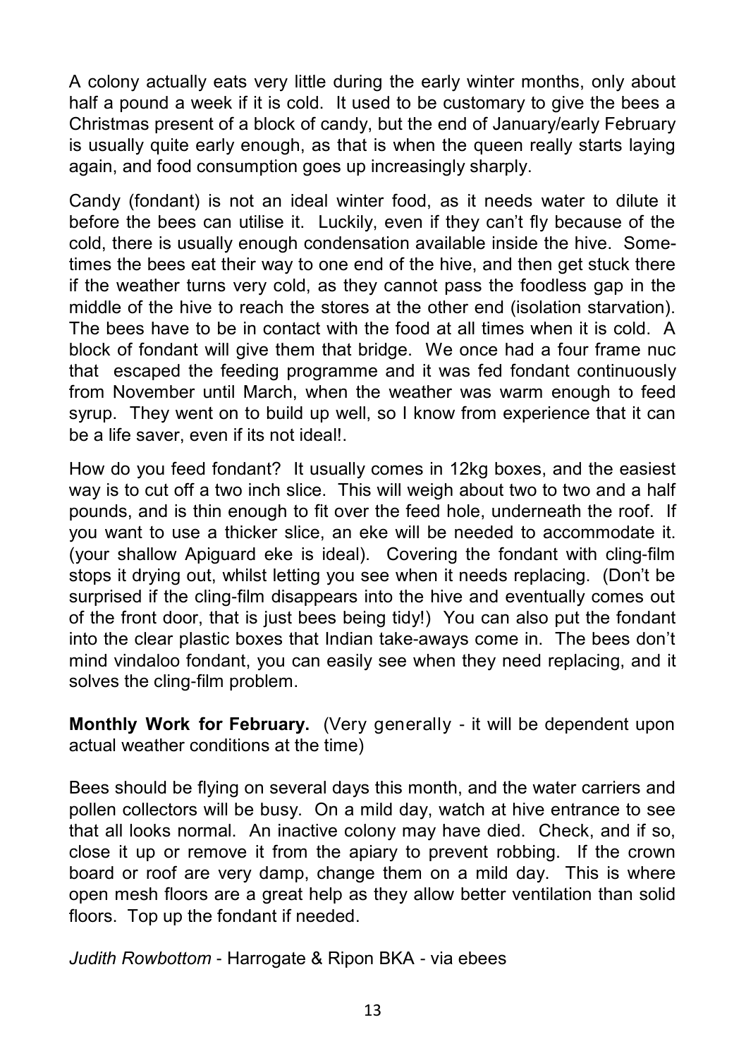A colony actually eats very little during the early winter months, only about half a pound a week if it is cold. It used to be customary to give the bees a Christmas present of a block of candy, but the end of January/early February is usually quite early enough, as that is when the queen really starts laying again, and food consumption goes up increasingly sharply.

Candy (fondant) is not an ideal winter food, as it needs water to dilute it before the bees can utilise it. Luckily, even if they can't fly because of the cold, there is usually enough condensation available inside the hive. Sometimes the bees eat their way to one end of the hive, and then get stuck there if the weather turns very cold, as they cannot pass the foodless gap in the middle of the hive to reach the stores at the other end (isolation starvation). The bees have to be in contact with the food at all times when it is cold. A block of fondant will give them that bridge. We once had a four frame nuc that escaped the feeding programme and it was fed fondant continuously from November until March, when the weather was warm enough to feed syrup. They went on to build up well, so I know from experience that it can be a life saver, even if its not ideal!.

How do you feed fondant? It usually comes in 12kg boxes, and the easiest way is to cut off a two inch slice. This will weigh about two to two and a half pounds, and is thin enough to fit over the feed hole, underneath the roof. If you want to use a thicker slice, an eke will be needed to accommodate it. (your shallow Apiguard eke is ideal). Covering the fondant with cling-film stops it drying out, whilst letting you see when it needs replacing. (Don't be surprised if the cling-film disappears into the hive and eventually comes out of the front door, that is just bees being tidy!) You can also put the fondant into the clear plastic boxes that Indian take-aways come in. The bees don't mind vindaloo fondant, you can easily see when they need replacing, and it solves the cling-film problem.

**Monthly Work for February.** (Very generally - it will be dependent upon actual weather conditions at the time)

Bees should be flying on several days this month, and the water carriers and pollen collectors will be busy. On a mild day, watch at hive entrance to see that all looks normal. An inactive colony may have died. Check, and if so, close it up or remove it from the apiary to prevent robbing. If the crown board or roof are very damp, change them on a mild day. This is where open mesh floors are a great help as they allow better ventilation than solid floors. Top up the fondant if needed.

*Judith Rowbottom* - Harrogate & Ripon BKA - via ebees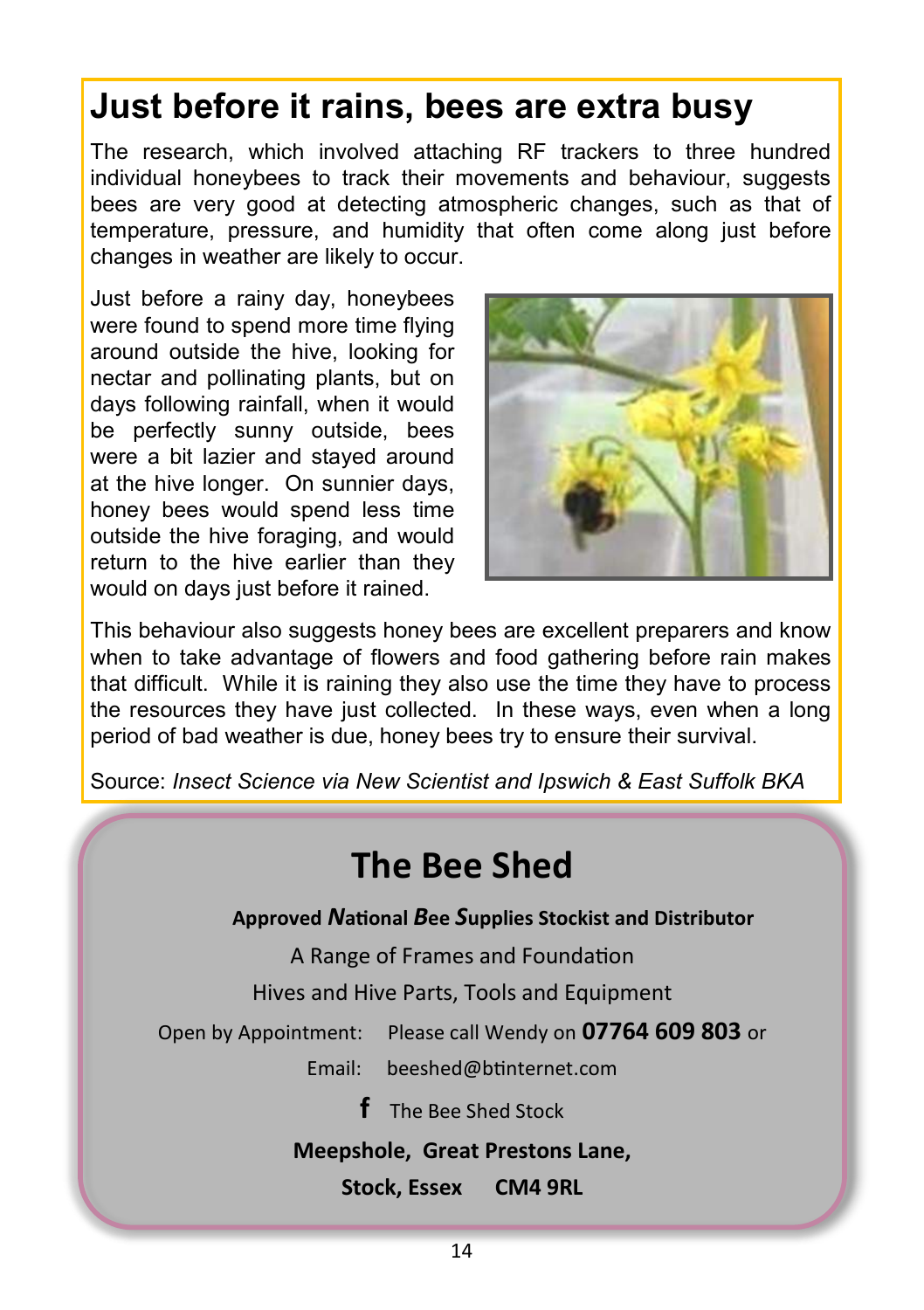# Just before it rains, bees are extra busy

The research, which involved attaching RF trackers to three hundred individual honeybees to track their movements and behaviour, suggests bees are very good at detecting atmospheric changes, such as that of temperature, pressure, and humidity that often come along just before changes in weather are likely to occur.

Just before a rainy day, honeybees were found to spend more time flying around outside the hive, looking for nectar and pollinating plants, but on days following rainfall, when it would be perfectly sunny outside, bees were a bit lazier and stayed around at the hive longer. On sunnier days, honey bees would spend less time outside the hive foraging, and would return to the hive earlier than they would on days just before it rained.

This behaviour also suggests honey bees are excellent preparers and know when to take advantage of flowers and food gathering before rain makes that difficult. While it is raining they also use the time they have to process the resources they have just collected. In these ways, even when a long period of bad weather is due, honey bees try to ensure their survival.

Source: *Insect Science via New Scientist and Ipswich & East Suffolk BKA*

## The Bee Shed

**Approved *N*ational *B*ee *S*upplies Stockist and Distributor**

A Range of Frames and Foundation

Hives and Hive Parts, Tools and Equipment

Open by Appointment: Please call Wendy on **07764 609 803** or

Email: beeshed@btinternet.com

f The Bee Shed Stock

**Meepshole, Great Prestons Lane,**

**Stock, Essex CM4 9RL**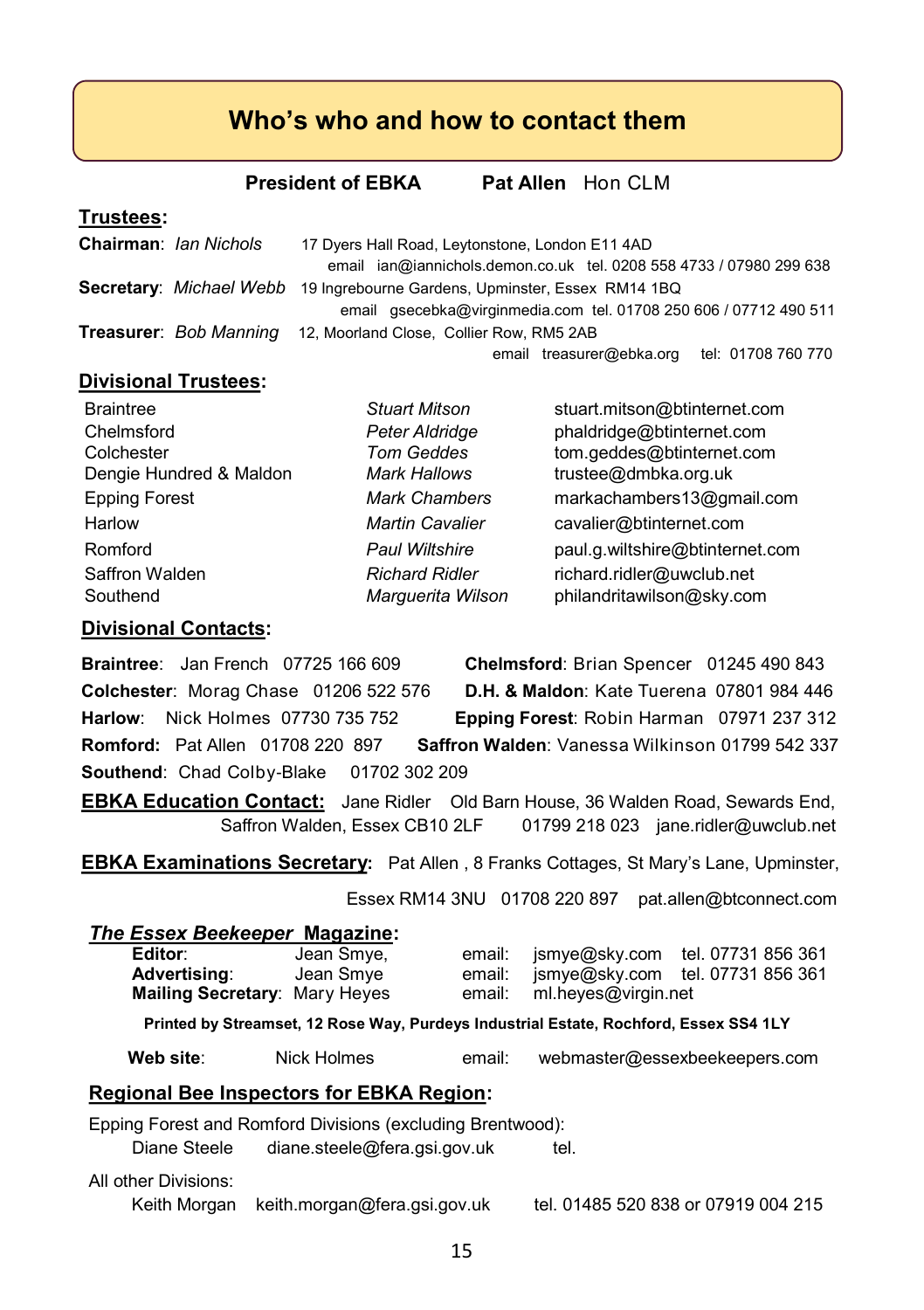# Who's who and how to contact them

**President of EBKA** **Pat Allen** Hon CLM

## Trustees:

**Chairman**: *Ian Nichols* 17 Dyers Hall Road, Leytonstone, London E11 4AD
email ian@iannichols.demon.co.uk tel. 0208 558 4733 / 07980 299 638

**Secretary**: *Michael Webb* 19 Ingrebourne Gardens, Upminster, Essex RM14 1BQ
email gsecebka@virginmedia.com tel. 01708 250 606 / 07712 490 511

**Treasurer**: *Bob Manning* 12, Moorland Close, Collier Row, RM5 2AB
email treasurer@ebka.org tel: 01708 760 770

## Divisional Trustees:

| | | |
|---|---|---|
| Braintree | *Stuart Mitson* | stuart.mitson@btinternet.com |
| Chelmsford | *Peter Aldridge* | phaldridge@btinternet.com |
| Colchester | *Tom Geddes* | tom.geddes@btinternet.com |
| Dengie Hundred & Maldon | *Mark Hallows* | trustee@dmbka.org.uk |
| Epping Forest | *Mark Chambers* | markachambers13@gmail.com |
| Harlow | *Martin Cavalier* | cavalier@btinternet.com |
| Romford | *Paul Wiltshire* | paul.g.wiltshire@btinternet.com |
| Saffron Walden | *Richard Ridler* | richard.ridler@uwclub.net |
| Southend | *Marguerita Wilson* | philandritawilson@sky.com |

## Divisional Contacts:

**Braintree**: Jan French 07725 166 609
**Chelmsford**: Brian Spencer 01245 490 843
**Colchester**: Morag Chase 01206 522 576
**D.H. & Maldon**: Kate Tuerena 07801 984 446
**Harlow**: Nick Holmes 07730 735 752
**Epping Forest**: Robin Harman 07971 237 312
**Romford:** Pat Allen 01708 220 897
**Saffron Walden**: Vanessa Wilkinson 01799 542 337
**Southend**: Chad Colby-Blake 01702 302 209

**EBKA Education Contact:** Jane Ridler Old Barn House, 36 Walden Road, Sewards End, Saffron Walden, Essex CB10 2LF 01799 218 023 jane.ridler@uwclub.net

**EBKA Examinations Secretary:** Pat Allen , 8 Franks Cottages, St Mary's Lane, Upminster, Essex RM14 3NU 01708 220 897 pat.allen@btconnect.com

## *The Essex Beekeeper* Magazine:

| | | | |
|---|---|---|---|
| **Editor**: | Jean Smye, | email: jsmye@sky.com | tel. 07731 856 361 |
| **Advertising**: | Jean Smye | email: jsmye@sky.com | tel. 07731 856 361 |
| **Mailing Secretary**: | Mary Heyes | email: ml.heyes@virgin.net | |

**Printed by Streamset, 12 Rose Way, Purdeys Industrial Estate, Rochford, Essex SS4 1LY**

**Web site**: Nick Holmes email: webmaster@essexbeekeepers.com

## Regional Bee Inspectors for EBKA Region:

Epping Forest and Romford Divisions (excluding Brentwood):
Diane Steele diane.steele@fera.gsi.gov.uk tel.

All other Divisions:
Keith Morgan keith.morgan@fera.gsi.gov.uk tel. 01485 520 838 or 07919 004 215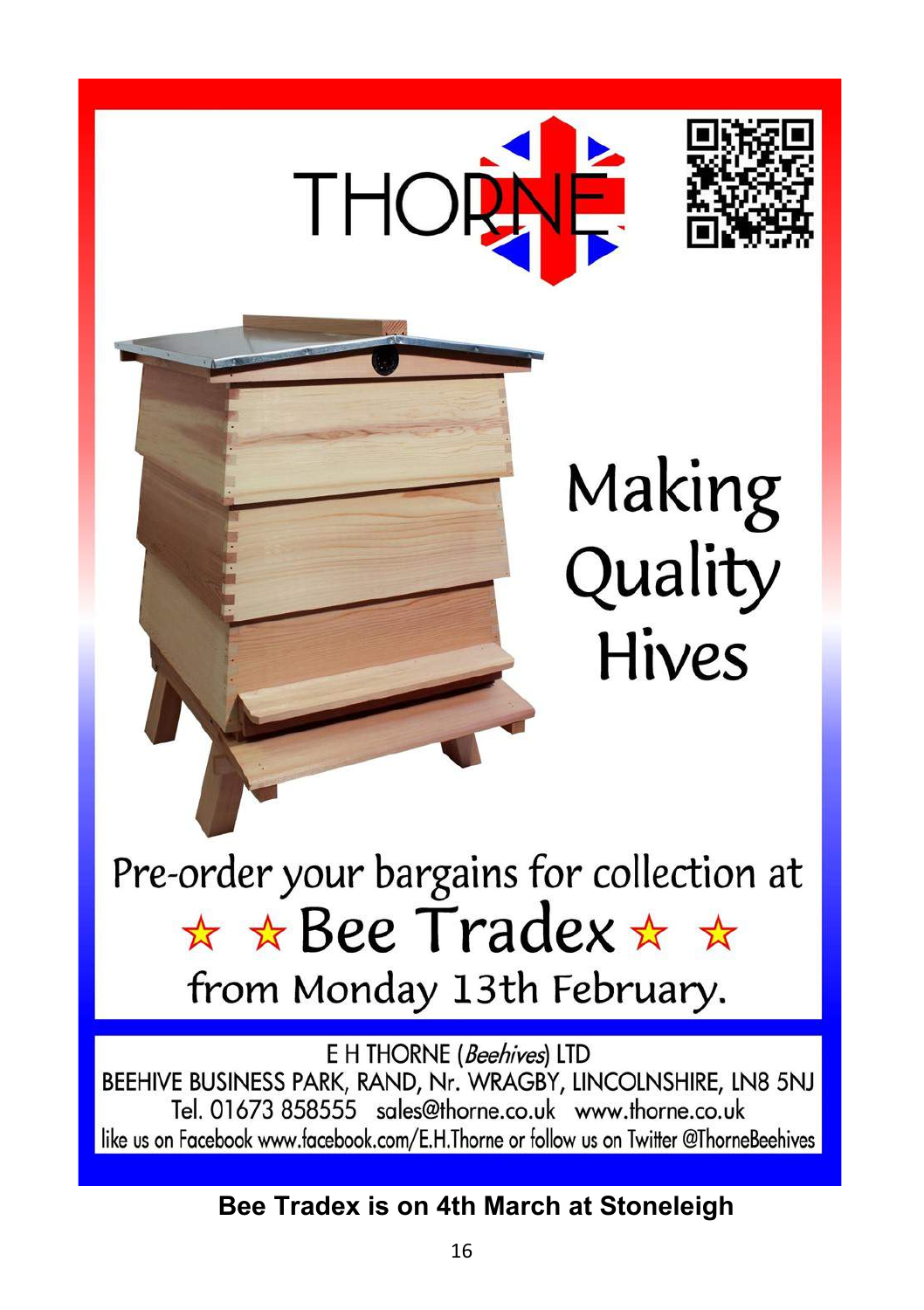# THORNE

# Making Quality Hives

## Pre-order your bargains for collection at

## ☆ ☆ Bee Tradex ☆ ☆

## from Monday 13th February.

E H THORNE (*Beehives*) LTD
BEEHIVE BUSINESS PARK, RAND, Nr. WRAGBY, LINCOLNSHIRE, LN8 5NJ
Tel. 01673 858555 sales@thorne.co.uk www.thorne.co.uk
like us on Facebook www.facebook.com/E.H.Thorne or follow us on Twitter @ThorneBeehives

**Bee Tradex is on 4th March at Stoneleigh**